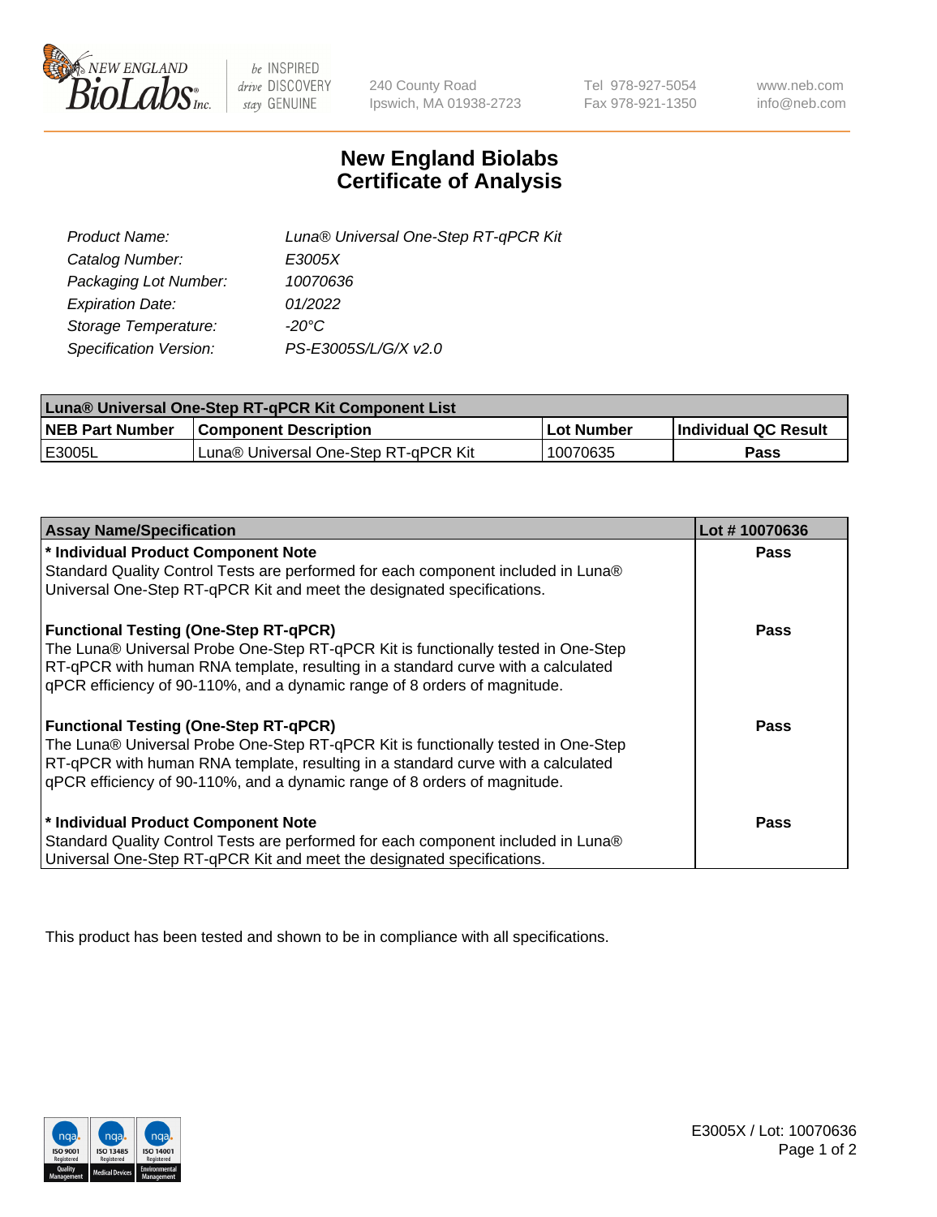# New England Biolabs Certificate of Analysis

| | |
|---|---|
| Product Name: | Luna® Universal One-Step RT-qPCR Kit |
| Catalog Number: | E3005X |
| Packaging Lot Number: | 10070636 |
| Expiration Date: | 01/2022 |
| Storage Temperature: | -20°C |
| Specification Version: | PS-E3005S/L/G/X v2.0 |

| Luna® Universal One-Step RT-qPCR Kit Component List | | | |
|---|---|---|---|
| **NEB Part Number** | **Component Description** | **Lot Number** | **Individual QC Result** |
| E3005L | Luna® Universal One-Step RT-qPCR Kit | 10070635 | Pass |

| Assay Name/Specification | Lot # 10070636 |
|---|---|
| **\* Individual Product Component Note**<br>Standard Quality Control Tests are performed for each component included in Luna® Universal One-Step RT-qPCR Kit and meet the designated specifications. | Pass |
| **Functional Testing (One-Step RT-qPCR)**<br>The Luna® Universal Probe One-Step RT-qPCR Kit is functionally tested in One-Step RT-qPCR with human RNA template, resulting in a standard curve with a calculated qPCR efficiency of 90-110%, and a dynamic range of 8 orders of magnitude. | Pass |
| **Functional Testing (One-Step RT-qPCR)**<br>The Luna® Universal Probe One-Step RT-qPCR Kit is functionally tested in One-Step RT-qPCR with human RNA template, resulting in a standard curve with a calculated qPCR efficiency of 90-110%, and a dynamic range of 8 orders of magnitude. | Pass |
| **\* Individual Product Component Note**<br>Standard Quality Control Tests are performed for each component included in Luna® Universal One-Step RT-qPCR Kit and meet the designated specifications. | Pass |

This product has been tested and shown to be in compliance with all specifications.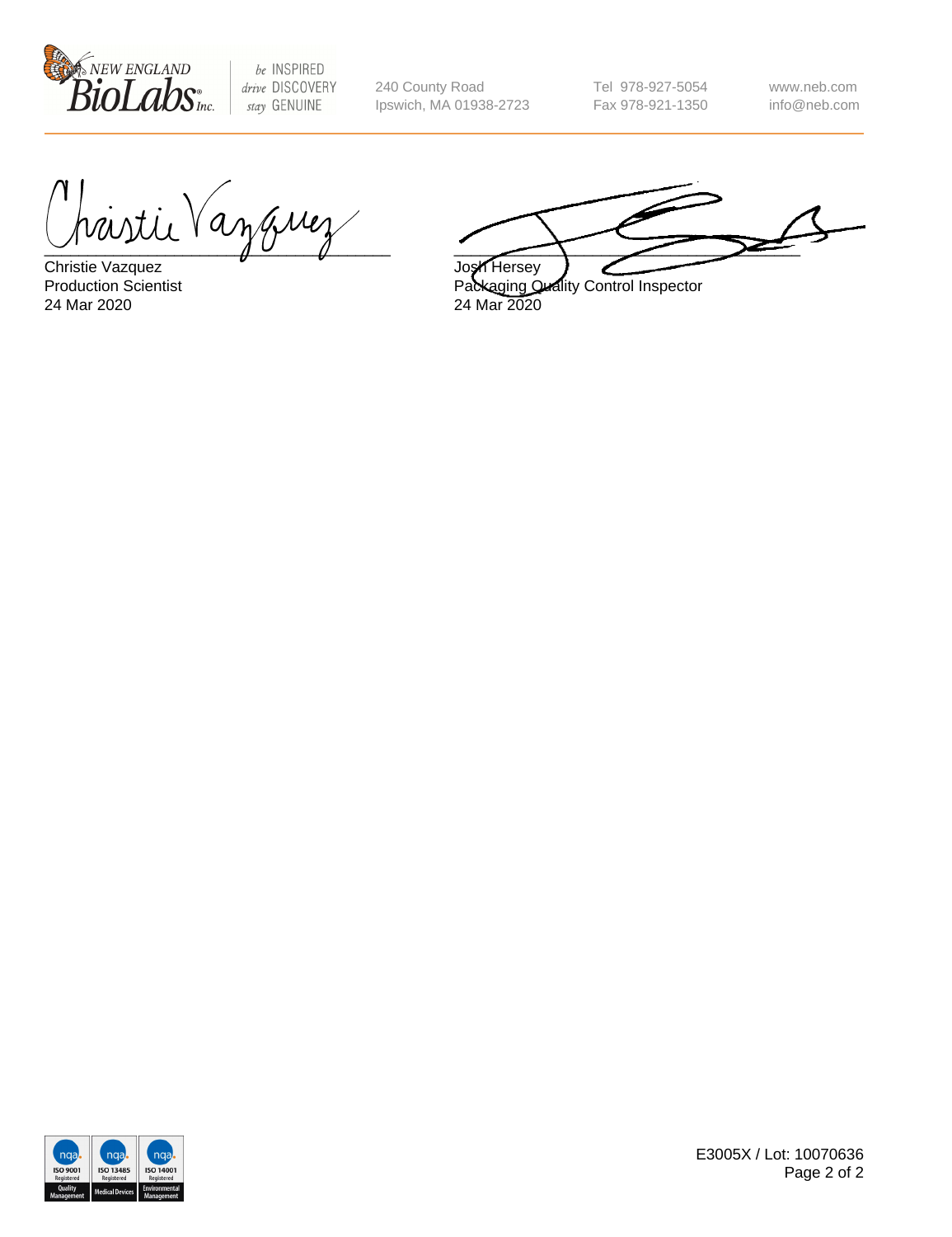Christie Vazquez
Production Scientist
24 Mar 2020

Josh Hersey
Packaging Quality Control Inspector
24 Mar 2020

E3005X / Lot: 10070636